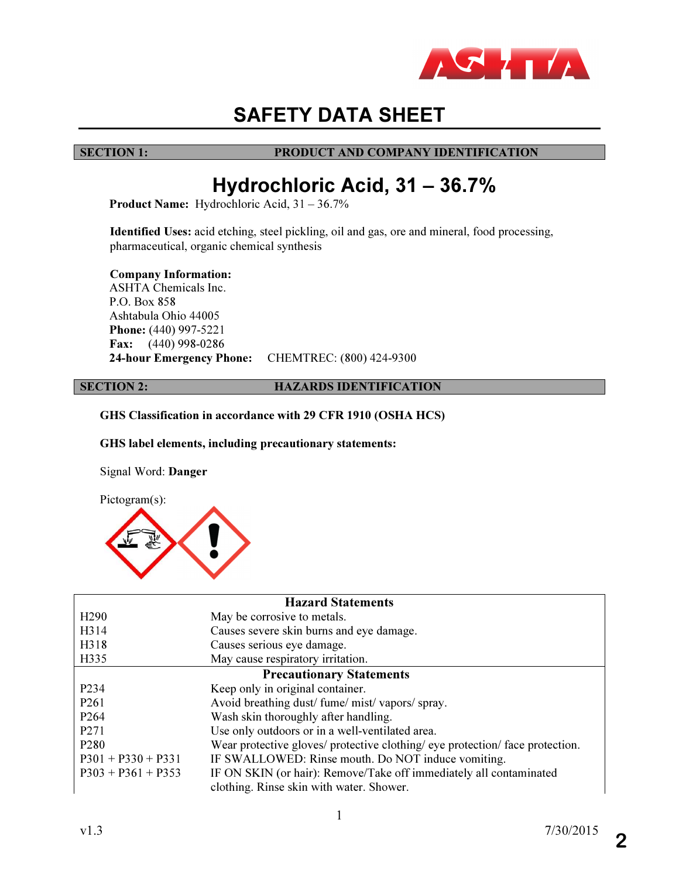# SAFETY DATA SHEET

## SECTION 1: PRODUCT AND COMPANY IDENTIFICATION

# Hydrochloric Acid, 31 – 36.7%

**Product Name:** Hydrochloric Acid, 31 – 36.7%

**Identified Uses:** acid etching, steel pickling, oil and gas, ore and mineral, food processing, pharmaceutical, organic chemical synthesis

**Company Information:**
ASHTA Chemicals Inc.
P.O. Box 858
Ashtabula Ohio 44005
**Phone:** (440) 997-5221
**Fax:** (440) 998-0286
**24-hour Emergency Phone:** CHEMTREC: (800) 424-9300

## SECTION 2: HAZARDS IDENTIFICATION

**GHS Classification in accordance with 29 CFR 1910 (OSHA HCS)**

**GHS label elements, including precautionary statements:**

Signal Word: **Danger**

Pictogram(s):

| Hazard Statements | |
|---|---|
| H290 | May be corrosive to metals. |
| H314 | Causes severe skin burns and eye damage. |
| H318 | Causes serious eye damage. |
| H335 | May cause respiratory irritation. |
| **Precautionary Statements** | |
| P234 | Keep only in original container. |
| P261 | Avoid breathing dust/ fume/ mist/ vapors/ spray. |
| P264 | Wash skin thoroughly after handling. |
| P271 | Use only outdoors or in a well-ventilated area. |
| P280 | Wear protective gloves/ protective clothing/ eye protection/ face protection. |
| P301 + P330 + P331 | IF SWALLOWED: Rinse mouth. Do NOT induce vomiting. |
| P303 + P361 + P353 | IF ON SKIN (or hair): Remove/Take off immediately all contaminated clothing. Rinse skin with water. Shower. |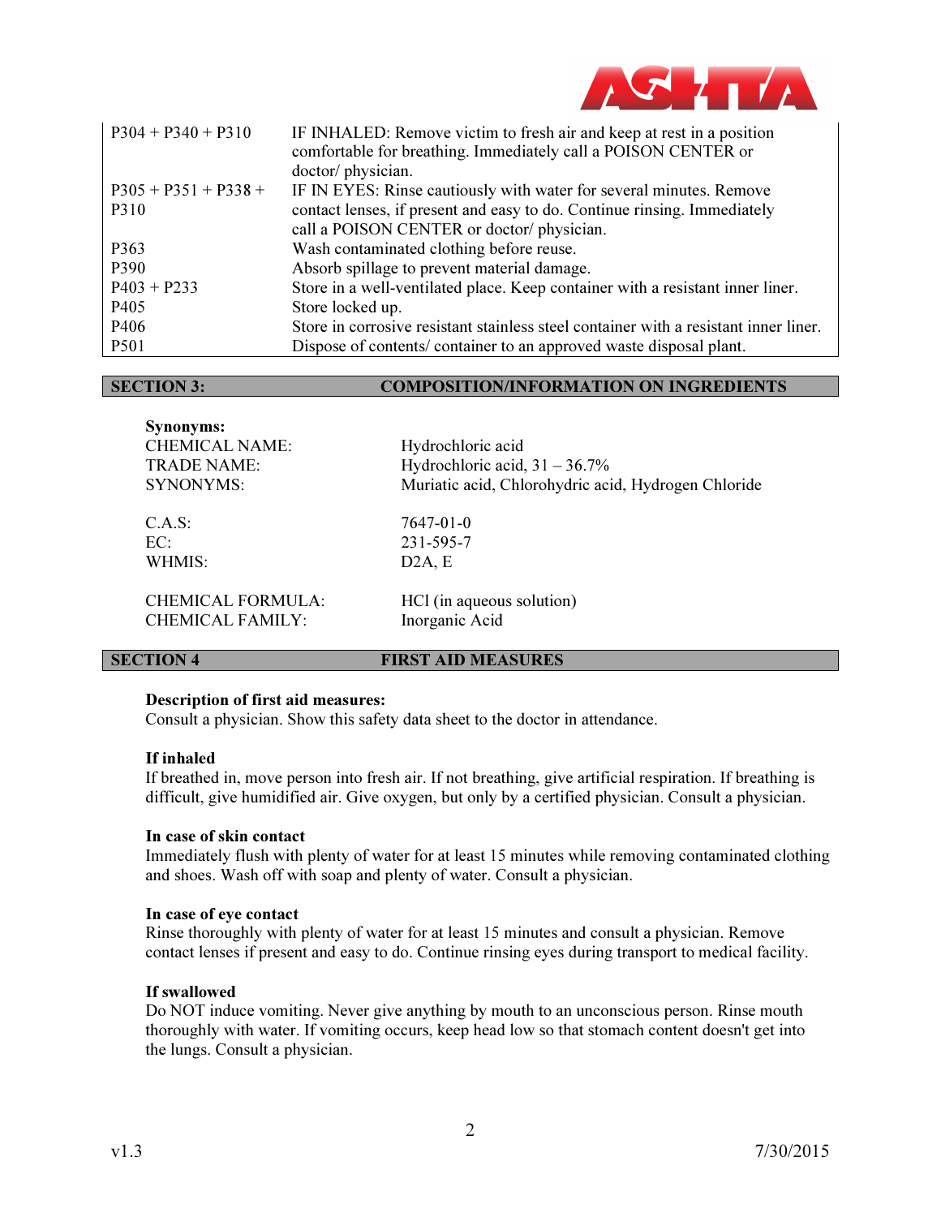| | |
|---|---|
| P304 + P340 + P310 | IF INHALED: Remove victim to fresh air and keep at rest in a position comfortable for breathing. Immediately call a POISON CENTER or doctor/ physician. |
| P305 + P351 + P338 + P310 | IF IN EYES: Rinse cautiously with water for several minutes. Remove contact lenses, if present and easy to do. Continue rinsing. Immediately call a POISON CENTER or doctor/ physician. |
| P363 | Wash contaminated clothing before reuse. |
| P390 | Absorb spillage to prevent material damage. |
| P403 + P233 | Store in a well-ventilated place. Keep container with a resistant inner liner. |
| P405 | Store locked up. |
| P406 | Store in corrosive resistant stainless steel container with a resistant inner liner. |
| P501 | Dispose of contents/ container to an approved waste disposal plant. |

## SECTION 3: COMPOSITION/INFORMATION ON INGREDIENTS

**Synonyms:**

| | |
|---|---|
| CHEMICAL NAME: | Hydrochloric acid |
| TRADE NAME: | Hydrochloric acid, 31 – 36.7% |
| SYNONYMS: | Muriatic acid, Chlorohydric acid, Hydrogen Chloride |
| C.A.S: | 7647-01-0 |
| EC: | 231-595-7 |
| WHMIS: | D2A, E |
| CHEMICAL FORMULA: | $HCl$ (in aqueous solution) |
| CHEMICAL FAMILY: | Inorganic Acid |

## SECTION 4 FIRST AID MEASURES

**Description of first aid measures:**
Consult a physician. Show this safety data sheet to the doctor in attendance.

**If inhaled**
If breathed in, move person into fresh air. If not breathing, give artificial respiration. If breathing is difficult, give humidified air. Give oxygen, but only by a certified physician. Consult a physician.

**In case of skin contact**
Immediately flush with plenty of water for at least 15 minutes while removing contaminated clothing and shoes. Wash off with soap and plenty of water. Consult a physician.

**In case of eye contact**
Rinse thoroughly with plenty of water for at least 15 minutes and consult a physician. Remove contact lenses if present and easy to do. Continue rinsing eyes during transport to medical facility.

**If swallowed**
Do NOT induce vomiting. Never give anything by mouth to an unconscious person. Rinse mouth thoroughly with water. If vomiting occurs, keep head low so that stomach content doesn't get into the lungs. Consult a physician.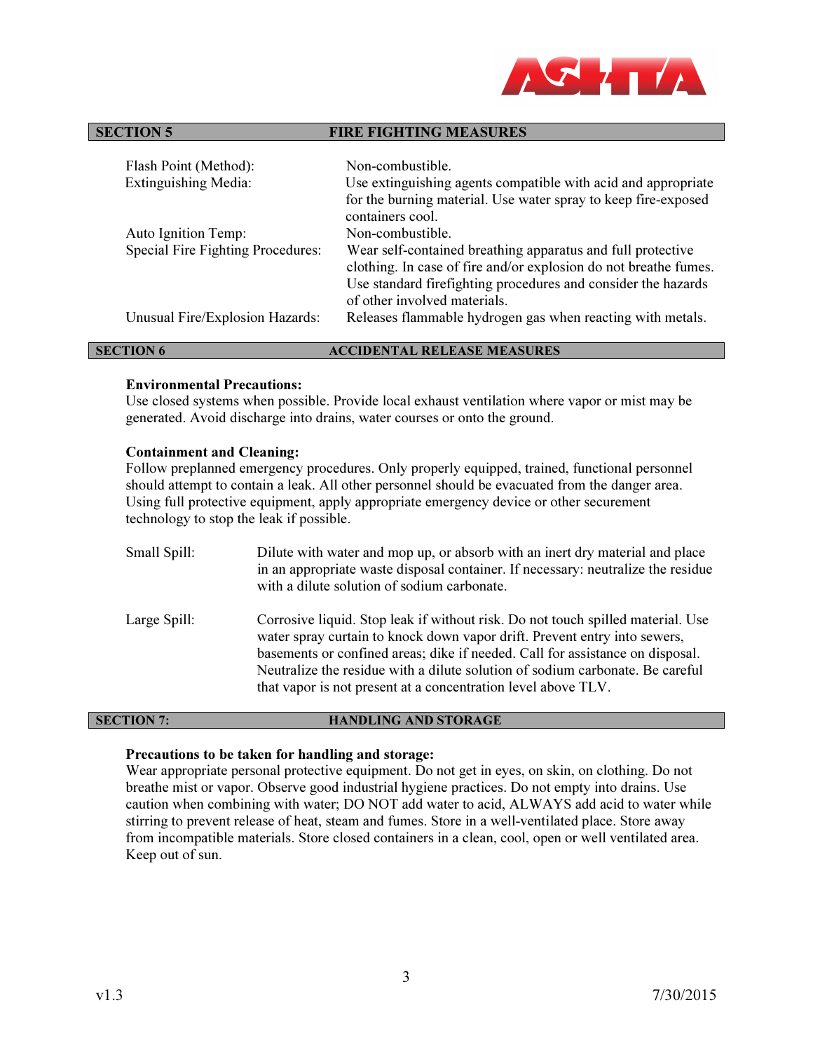## SECTION 5 FIRE FIGHTING MEASURES

| | |
|---|---|
| Flash Point (Method): | Non-combustible. |
| Extinguishing Media: | Use extinguishing agents compatible with acid and appropriate for the burning material. Use water spray to keep fire-exposed containers cool. |
| Auto Ignition Temp: | Non-combustible. |
| Special Fire Fighting Procedures: | Wear self-contained breathing apparatus and full protective clothing. In case of fire and/or explosion do not breathe fumes. Use standard firefighting procedures and consider the hazards of other involved materials. |
| Unusual Fire/Explosion Hazards: | Releases flammable hydrogen gas when reacting with metals. |

## SECTION 6 ACCIDENTAL RELEASE MEASURES

**Environmental Precautions:**
Use closed systems when possible. Provide local exhaust ventilation where vapor or mist may be generated. Avoid discharge into drains, water courses or onto the ground.

**Containment and Cleaning:**
Follow preplanned emergency procedures. Only properly equipped, trained, functional personnel should attempt to contain a leak. All other personnel should be evacuated from the danger area. Using full protective equipment, apply appropriate emergency device or other securement technology to stop the leak if possible.

| | |
|---|---|
| Small Spill: | Dilute with water and mop up, or absorb with an inert dry material and place in an appropriate waste disposal container. If necessary: neutralize the residue with a dilute solution of sodium carbonate. |
| Large Spill: | Corrosive liquid. Stop leak if without risk. Do not touch spilled material. Use water spray curtain to knock down vapor drift. Prevent entry into sewers, basements or confined areas; dike if needed. Call for assistance on disposal. Neutralize the residue with a dilute solution of sodium carbonate. Be careful that vapor is not present at a concentration level above TLV. |

## SECTION 7: HANDLING AND STORAGE

**Precautions to be taken for handling and storage:**
Wear appropriate personal protective equipment. Do not get in eyes, on skin, on clothing. Do not breathe mist or vapor. Observe good industrial hygiene practices. Do not empty into drains. Use caution when combining with water; DO NOT add water to acid, ALWAYS add acid to water while stirring to prevent release of heat, steam and fumes. Store in a well-ventilated place. Store away from incompatible materials. Store closed containers in a clean, cool, open or well ventilated area. Keep out of sun.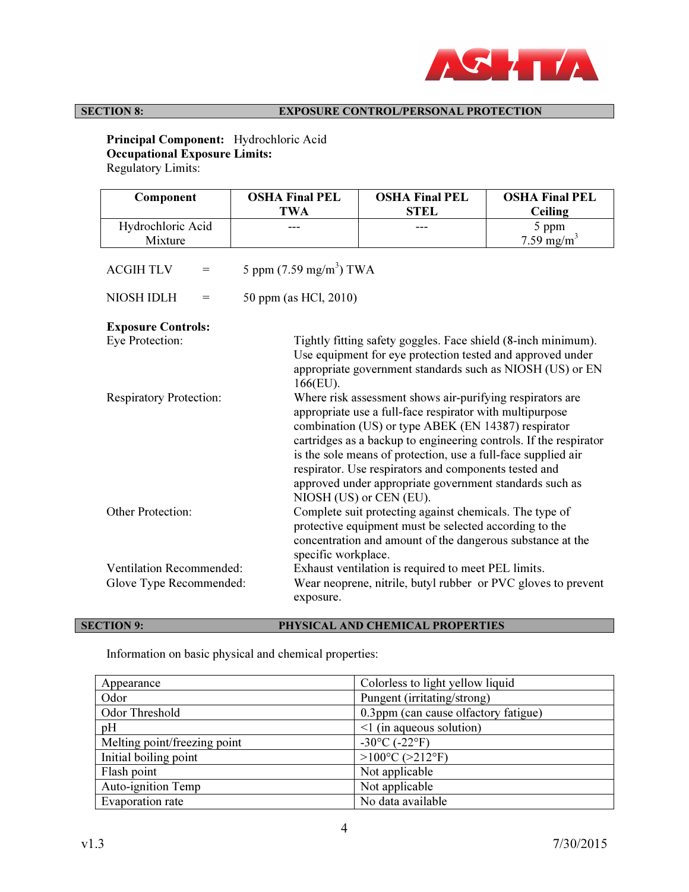## SECTION 8: EXPOSURE CONTROL/PERSONAL PROTECTION

**Principal Component:** Hydrochloric Acid
**Occupational Exposure Limits:**
Regulatory Limits:

| Component | OSHA Final PEL TWA | OSHA Final PEL STEL | OSHA Final PEL Ceiling |
|---|---|---|---|
| Hydrochloric Acid Mixture | --- | --- | 5 ppm<br>7.59 mg/m$^3$ |

ACGIH TLV = 5 ppm (7.59 mg/m$^3$) TWA

NIOSH IDLH = 50 ppm (as HCl, 2010)

**Exposure Controls:**

Eye Protection: Tightly fitting safety goggles. Face shield (8-inch minimum). Use equipment for eye protection tested and approved under appropriate government standards such as NIOSH (US) or EN 166(EU).

Respiratory Protection: Where risk assessment shows air-purifying respirators are appropriate use a full-face respirator with multipurpose combination (US) or type ABEK (EN 14387) respirator cartridges as a backup to engineering controls. If the respirator is the sole means of protection, use a full-face supplied air respirator. Use respirators and components tested and approved under appropriate government standards such as NIOSH (US) or CEN (EU).

Other Protection: Complete suit protecting against chemicals. The type of protective equipment must be selected according to the concentration and amount of the dangerous substance at the specific workplace.

Ventilation Recommended: Exhaust ventilation is required to meet PEL limits.

Glove Type Recommended: Wear neoprene, nitrile, butyl rubber or PVC gloves to prevent exposure.

## SECTION 9: PHYSICAL AND CHEMICAL PROPERTIES

Information on basic physical and chemical properties:

| | |
|---|---|
| Appearance | Colorless to light yellow liquid |
| Odor | Pungent (irritating/strong) |
| Odor Threshold | 0.3ppm (can cause olfactory fatigue) |
| pH | <1 (in aqueous solution) |
| Melting point/freezing point | -30°C (-22°F) |
| Initial boiling point | >100°C (>212°F) |
| Flash point | Not applicable |
| Auto-ignition Temp | Not applicable |
| Evaporation rate | No data available |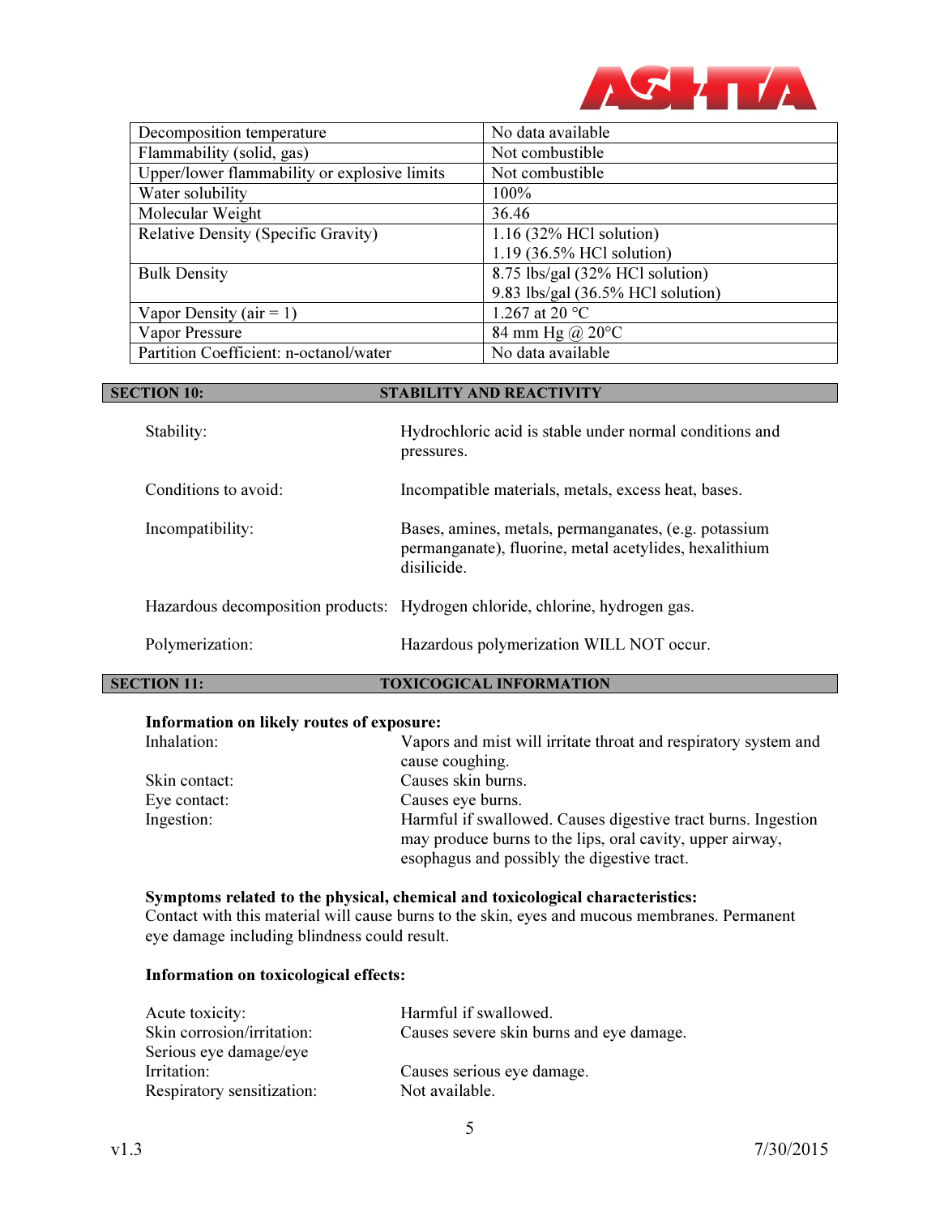| Decomposition temperature | No data available |
|---|---|
| Flammability (solid, gas) | Not combustible |
| Upper/lower flammability or explosive limits | Not combustible |
| Water solubility | 100% |
| Molecular Weight | 36.46 |
| Relative Density (Specific Gravity) | 1.16 (32% HCl solution)<br>1.19 (36.5% HCl solution) |
| Bulk Density | 8.75 lbs/gal (32% HCl solution)<br>9.83 lbs/gal (36.5% HCl solution) |
| Vapor Density (air = 1) | 1.267 at 20 °C |
| Vapor Pressure | 84 mm Hg @ 20°C |
| Partition Coefficient: n-octanol/water | No data available |

## SECTION 10: STABILITY AND REACTIVITY

**Stability:** Hydrochloric acid is stable under normal conditions and pressures.

**Conditions to avoid:** Incompatible materials, metals, excess heat, bases.

**Incompatibility:** Bases, amines, metals, permanganates, (e.g. potassium permanganate), fluorine, metal acetylides, hexalithium disilicide.

**Hazardous decomposition products:** Hydrogen chloride, chlorine, hydrogen gas.

**Polymerization:** Hazardous polymerization WILL NOT occur.

## SECTION 11: TOXICOGICAL INFORMATION

**Information on likely routes of exposure:**

Inhalation: Vapors and mist will irritate throat and respiratory system and cause coughing.

Skin contact: Causes skin burns.

Eye contact: Causes eye burns.

Ingestion: Harmful if swallowed. Causes digestive tract burns. Ingestion may produce burns to the lips, oral cavity, upper airway, esophagus and possibly the digestive tract.

**Symptoms related to the physical, chemical and toxicological characteristics:**

Contact with this material will cause burns to the skin, eyes and mucous membranes. Permanent eye damage including blindness could result.

**Information on toxicological effects:**

Acute toxicity: Harmful if swallowed.

Skin corrosion/irritation: Causes severe skin burns and eye damage.

Serious eye damage/eye Irritation: Causes serious eye damage.

Respiratory sensitization: Not available.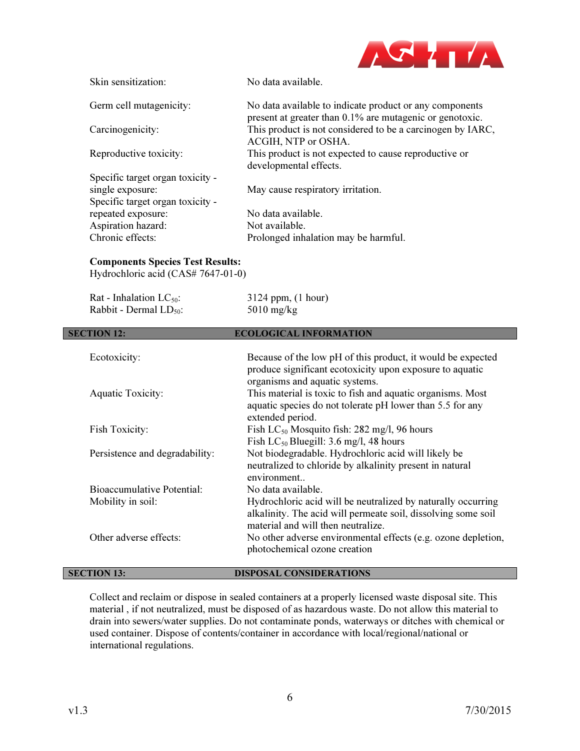| | |
|---|---|
| Skin sensitization: | No data available. |
| Germ cell mutagenicity: | No data available to indicate product or any components present at greater than 0.1% are mutagenic or genotoxic. |
| Carcinogenicity: | This product is not considered to be a carcinogen by IARC, ACGIH, NTP or OSHA. |
| Reproductive toxicity: | This product is not expected to cause reproductive or developmental effects. |
| Specific target organ toxicity - single exposure: | May cause respiratory irritation. |
| Specific target organ toxicity - repeated exposure: | No data available. |
| Aspiration hazard: | Not available. |
| Chronic effects: | Prolonged inhalation may be harmful. |

**Components Species Test Results:**
Hydrochloric acid (CAS# 7647-01-0)

| | |
|---|---|
| Rat - Inhalation $LC_{50}$: | 3124 ppm, (1 hour) |
| Rabbit - Dermal $LD_{50}$: | 5010 mg/kg |

## SECTION 12: ECOLOGICAL INFORMATION

| | |
|---|---|
| Ecotoxicity: | Because of the low pH of this product, it would be expected produce significant ecotoxicity upon exposure to aquatic organisms and aquatic systems. |
| Aquatic Toxicity: | This material is toxic to fish and aquatic organisms. Most aquatic species do not tolerate pH lower than 5.5 for any extended period. |
| Fish Toxicity: | Fish $LC_{50}$ Mosquito fish: 282 mg/l, 96 hours<br>Fish $LC_{50}$ Bluegill: 3.6 mg/l, 48 hours |
| Persistence and degradability: | Not biodegradable. Hydrochloric acid will likely be neutralized to chloride by alkalinity present in natural environment.. |
| Bioaccumulative Potential: | No data available. |
| Mobility in soil: | Hydrochloric acid will be neutralized by naturally occurring alkalinity. The acid will permeate soil, dissolving some soil material and will then neutralize. |
| Other adverse effects: | No other adverse environmental effects (e.g. ozone depletion, photochemical ozone creation |

## SECTION 13: DISPOSAL CONSIDERATIONS

Collect and reclaim or dispose in sealed containers at a properly licensed waste disposal site. This material , if not neutralized, must be disposed of as hazardous waste. Do not allow this material to drain into sewers/water supplies. Do not contaminate ponds, waterways or ditches with chemical or used container. Dispose of contents/container in accordance with local/regional/national or international regulations.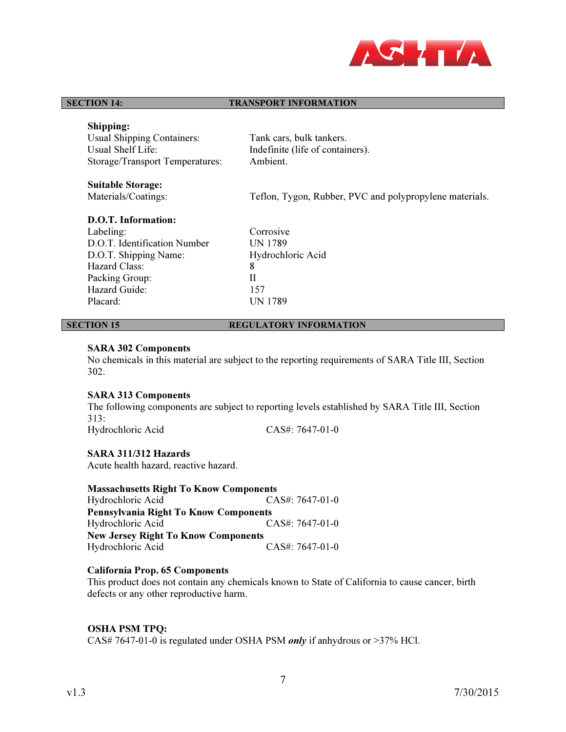## SECTION 14: TRANSPORT INFORMATION

**Shipping:**

| | |
|---|---|
| Usual Shipping Containers: | Tank cars, bulk tankers. |
| Usual Shelf Life: | Indefinite (life of containers). |
| Storage/Transport Temperatures: | Ambient. |

**Suitable Storage:**

| | |
|---|---|
| Materials/Coatings: | Teflon, Tygon, Rubber, PVC and polypropylene materials. |

**D.O.T. Information:**

| | |
|---|---|
| Labeling: | Corrosive |
| D.O.T. Identification Number | UN 1789 |
| D.O.T. Shipping Name: | Hydrochloric Acid |
| Hazard Class: | 8 |
| Packing Group: | II |
| Hazard Guide: | 157 |
| Placard: | UN 1789 |

## SECTION 15 REGULATORY INFORMATION

**SARA 302 Components**

No chemicals in this material are subject to the reporting requirements of SARA Title III, Section 302.

**SARA 313 Components**

The following components are subject to reporting levels established by SARA Title III, Section 313:

Hydrochloric Acid CAS#: 7647-01-0

**SARA 311/312 Hazards**

Acute health hazard, reactive hazard.

**Massachusetts Right To Know Components**

Hydrochloric Acid CAS#: 7647-01-0

**Pennsylvania Right To Know Components**

Hydrochloric Acid CAS#: 7647-01-0

**New Jersey Right To Know Components**

Hydrochloric Acid CAS#: 7647-01-0

**California Prop. 65 Components**

This product does not contain any chemicals known to State of California to cause cancer, birth defects or any other reproductive harm.

**OSHA PSM TPQ:**

CAS# 7647-01-0 is regulated under OSHA PSM ***only*** if anhydrous or >37% HCl.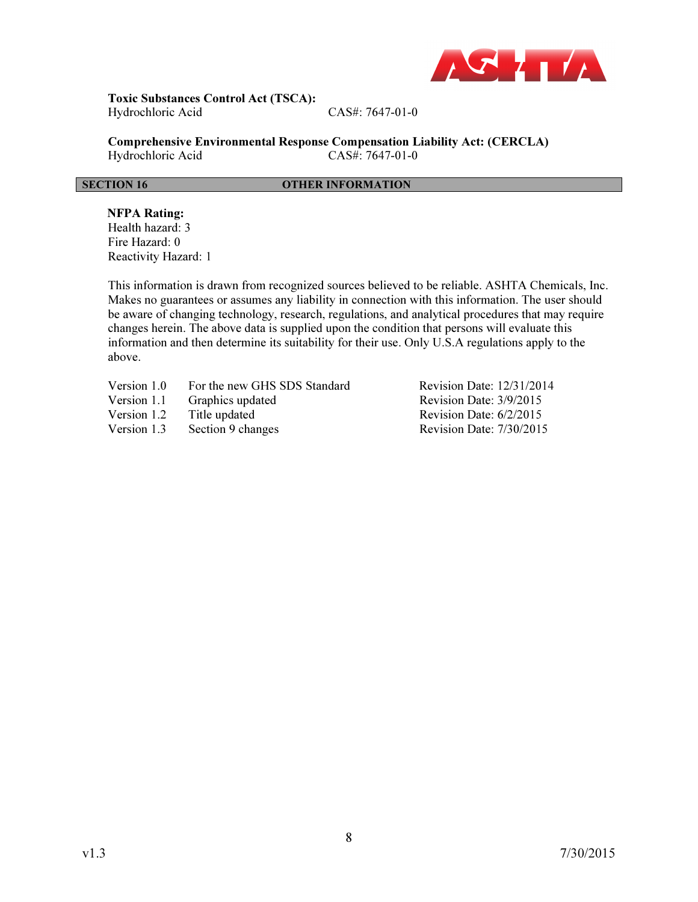**Toxic Substances Control Act (TSCA):**
Hydrochloric Acid CAS#: 7647-01-0

**Comprehensive Environmental Response Compensation Liability Act: (CERCLA)**
Hydrochloric Acid CAS#: 7647-01-0

## SECTION 16 OTHER INFORMATION

**NFPA Rating:**
Health hazard: 3
Fire Hazard: 0
Reactivity Hazard: 1

This information is drawn from recognized sources believed to be reliable. ASHTA Chemicals, Inc. Makes no guarantees or assumes any liability in connection with this information. The user should be aware of changing technology, research, regulations, and analytical procedures that may require changes herein. The above data is supplied upon the condition that persons will evaluate this information and then determine its suitability for their use. Only U.S.A regulations apply to the above.

| | | |
|---|---|---|
| Version 1.0 | For the new GHS SDS Standard | Revision Date: 12/31/2014 |
| Version 1.1 | Graphics updated | Revision Date: 3/9/2015 |
| Version 1.2 | Title updated | Revision Date: 6/2/2015 |
| Version 1.3 | Section 9 changes | Revision Date: 7/30/2015 |